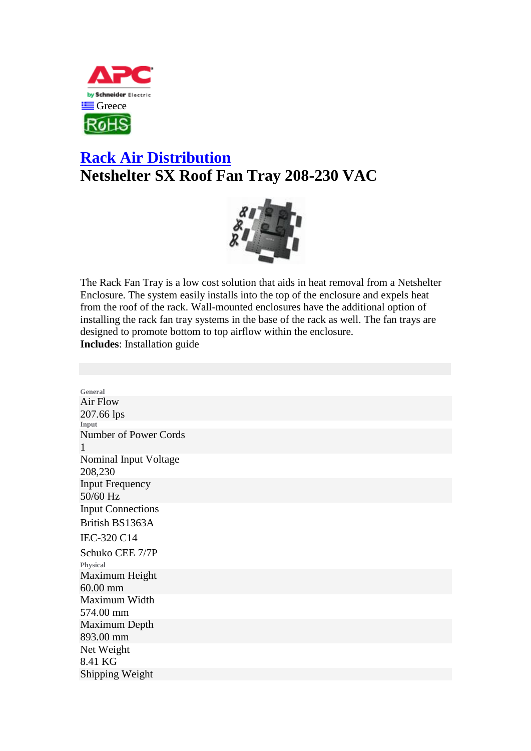Greece

# Rack Air Distribution

## Netshelter SX Roof Fan Tray 208-230 VAC

The Rack Fan Tray is a low cost solution that aids in heat removal from a Netshelter Enclosure. The system easily installs into the top of the enclosure and expels heat from the roof of the rack. Wall-mounted enclosures have the additional option of installing the rack fan tray systems in the base of the rack as well. The fan trays are designed to promote bottom to top airflow within the enclosure.

**Includes**: Installation guide

**General**

Air Flow
207.66 lps

**Input**

Number of Power Cords
1

Nominal Input Voltage
208,230

Input Frequency
50/60 Hz

Input Connections
British BS1363A

IEC-320 C14

Schuko CEE 7/7P

**Physical**

Maximum Height
60.00 mm

Maximum Width
574.00 mm

Maximum Depth
893.00 mm

Net Weight
8.41 KG

Shipping Weight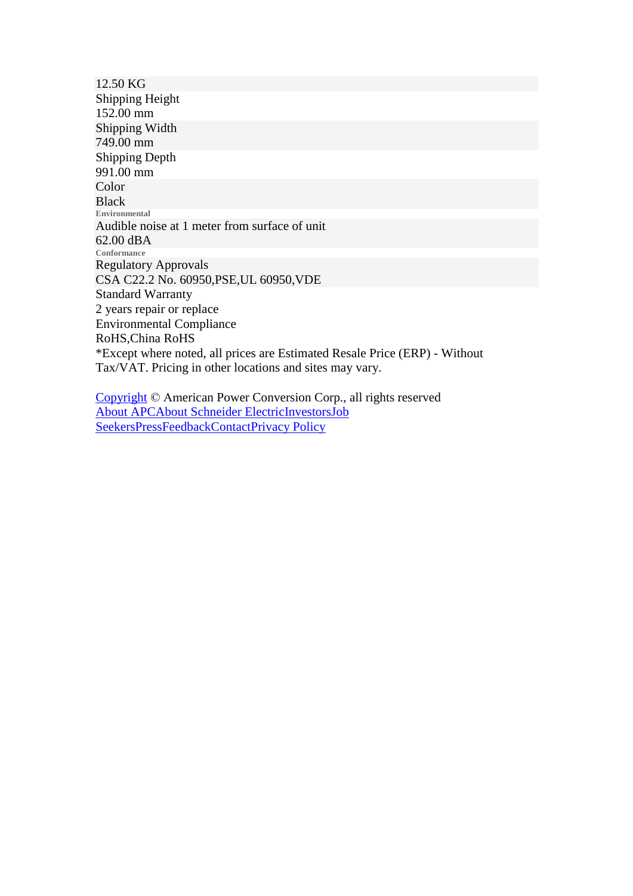12.50 KG

Shipping Height

152.00 mm

Shipping Width

749.00 mm

Shipping Depth

991.00 mm

Color

Black

**Environmental**

Audible noise at 1 meter from surface of unit

62.00 dBA

**Conformance**

Regulatory Approvals

CSA C22.2 No. 60950,PSE,UL 60950,VDE

Standard Warranty

2 years repair or replace

Environmental Compliance

RoHS,China RoHS

*Except where noted, all prices are Estimated Resale Price (ERP) - Without Tax/VAT. Pricing in other locations and sites may vary.

Copyright © American Power Conversion Corp., all rights reserved

About APCAbout Schneider ElectricInvestorsJob SeekersPressFeedbackContactPrivacy Policy